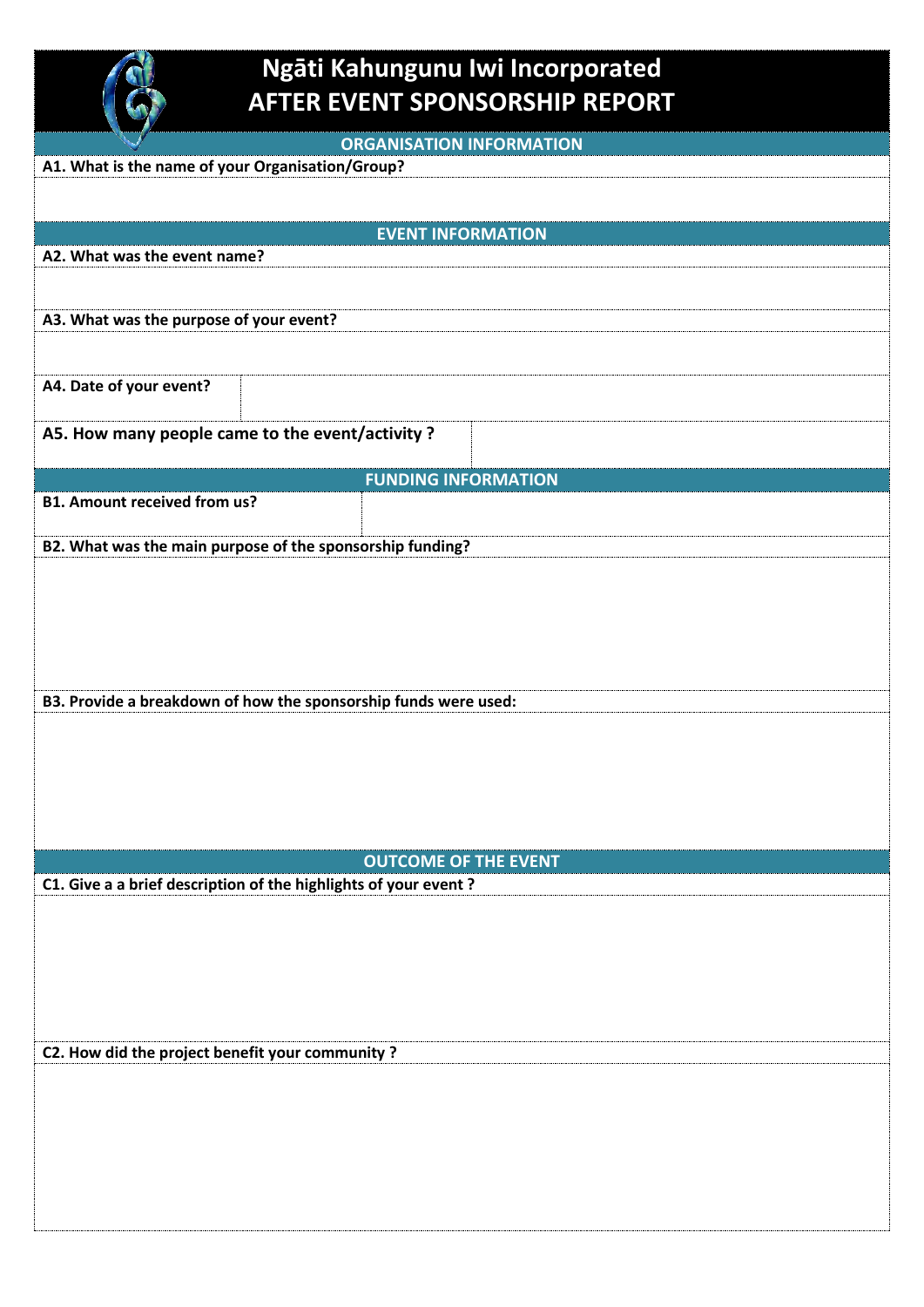# Ngāti Kahungunu Iwi Incorporated
# AFTER EVENT SPONSORSHIP REPORT

## ORGANISATION INFORMATION

**A1. What is the name of your Organisation/Group?**

## EVENT INFORMATION

**A2. What was the event name?**

**A3. What was the purpose of your event?**

| **A4. Date of your event?** | |
|---|---|

| **A5. How many people came to the event/activity ?** | |
|---|---|

## FUNDING INFORMATION

| **B1. Amount received from us?** | |
|---|---|

**B2. What was the main purpose of the sponsorship funding?**

**B3. Provide a breakdown of how the sponsorship funds were used:**

## OUTCOME OF THE EVENT

**C1. Give a a brief description of the highlights of your event ?**

**C2. How did the project benefit your community ?**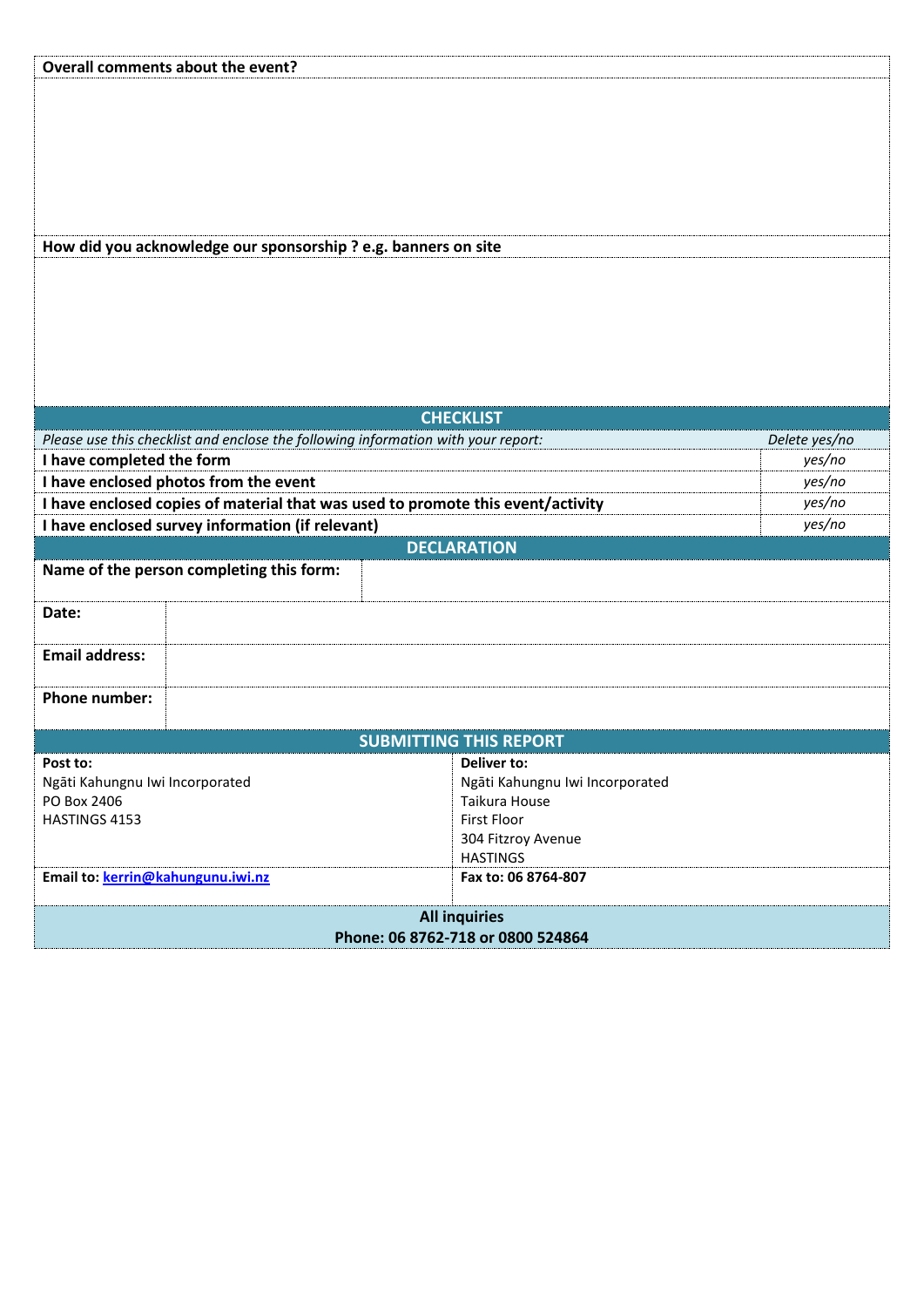**Overall comments about the event?**

**How did you acknowledge our sponsorship ? e.g. banners on site**

| CHECKLIST | |
|---|---|
| *Please use this checklist and enclose the following information with your report:* | *Delete yes/no* |
| **I have completed the form** | *yes/no* |
| **I have enclosed photos from the event** | *yes/no* |
| **I have enclosed copies of material that was used to promote this event/activity** | *yes/no* |
| **I have enclosed survey information (if relevant)** | *yes/no* |

## DECLARATION

| | |
|---|---|
| **Name of the person completing this form:** | |
| **Date:** | |
| **Email address:** | |
| **Phone number:** | |

## SUBMITTING THIS REPORT

| | |
|---|---|
| **Post to:**<br>Ngāti Kahungnu Iwi Incorporated<br>PO Box 2406<br>HASTINGS 4153 | **Deliver to:**<br>Ngāti Kahungnu Iwi Incorporated<br>Taikura House<br>First Floor<br>304 Fitzroy Avenue<br>HASTINGS |
| **Email to: kerrin@kahungunu.iwi.nz** | **Fax to: 06 8764-807** |

**All inquiries**
**Phone: 06 8762-718 or 0800 524864**